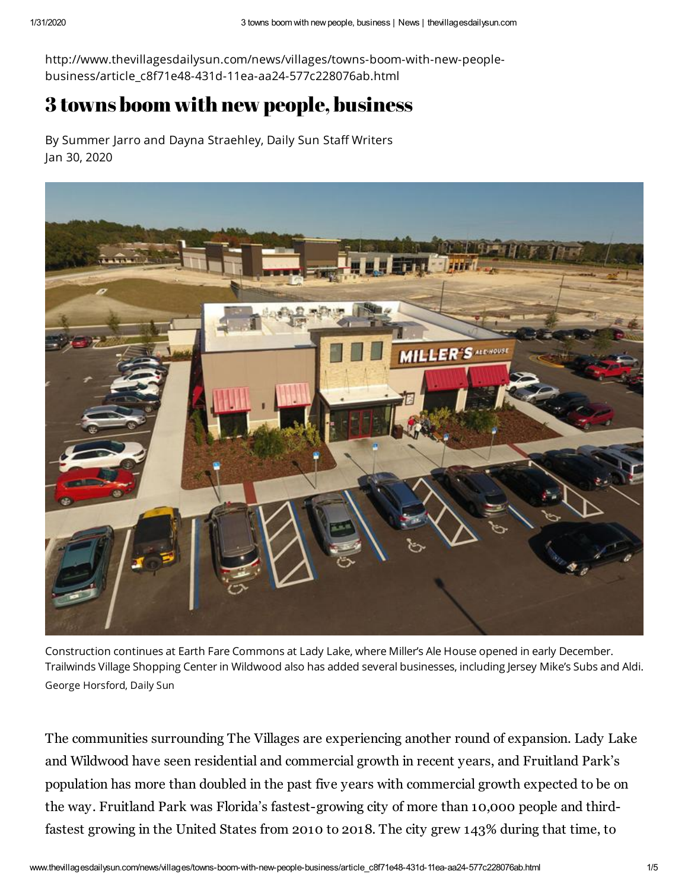http://www.thevillagesdailysun.com/news/villages/towns-boom-with-new-people-business/article_c8f71e48-431d-11ea-aa24-577c228076ab.html

# 3 towns boom with new people, business

By Summer Jarro and Dayna Straehley, Daily Sun Staff Writers
Jan 30, 2020

Construction continues at Earth Fare Commons at Lady Lake, where Miller's Ale House opened in early December. Trailwinds Village Shopping Center in Wildwood also has added several businesses, including Jersey Mike's Subs and Aldi.
George Horsford, Daily Sun

The communities surrounding The Villages are experiencing another round of expansion. Lady Lake and Wildwood have seen residential and commercial growth in recent years, and Fruitland Park's population has more than doubled in the past five years with commercial growth expected to be on the way. Fruitland Park was Florida's fastest-growing city of more than 10,000 people and third-fastest growing in the United States from 2010 to 2018. The city grew 143% during that time, to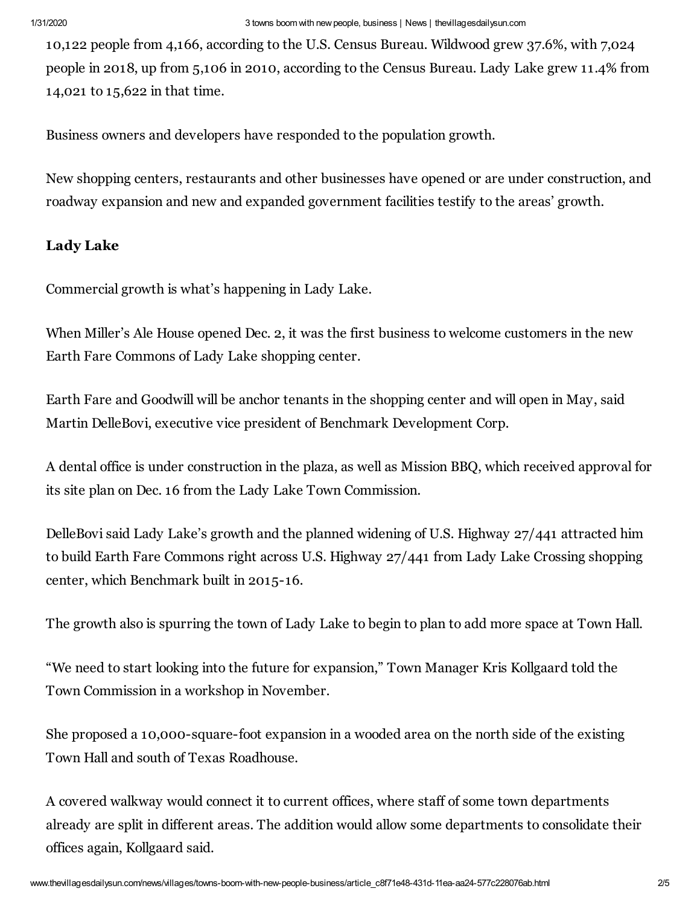10,122 people from 4,166, according to the U.S. Census Bureau. Wildwood grew 37.6%, with 7,024 people in 2018, up from 5,106 in 2010, according to the Census Bureau. Lady Lake grew 11.4% from 14,021 to 15,622 in that time.

Business owners and developers have responded to the population growth.

New shopping centers, restaurants and other businesses have opened or are under construction, and roadway expansion and new and expanded government facilities testify to the areas' growth.

**Lady Lake**

Commercial growth is what's happening in Lady Lake.

When Miller's Ale House opened Dec. 2, it was the first business to welcome customers in the new Earth Fare Commons of Lady Lake shopping center.

Earth Fare and Goodwill will be anchor tenants in the shopping center and will open in May, said Martin DelleBovi, executive vice president of Benchmark Development Corp.

A dental office is under construction in the plaza, as well as Mission BBQ, which received approval for its site plan on Dec. 16 from the Lady Lake Town Commission.

DelleBovi said Lady Lake's growth and the planned widening of U.S. Highway 27/441 attracted him to build Earth Fare Commons right across U.S. Highway 27/441 from Lady Lake Crossing shopping center, which Benchmark built in 2015-16.

The growth also is spurring the town of Lady Lake to begin to plan to add more space at Town Hall.

"We need to start looking into the future for expansion," Town Manager Kris Kollgaard told the Town Commission in a workshop in November.

She proposed a 10,000-square-foot expansion in a wooded area on the north side of the existing Town Hall and south of Texas Roadhouse.

A covered walkway would connect it to current offices, where staff of some town departments already are split in different areas. The addition would allow some departments to consolidate their offices again, Kollgaard said.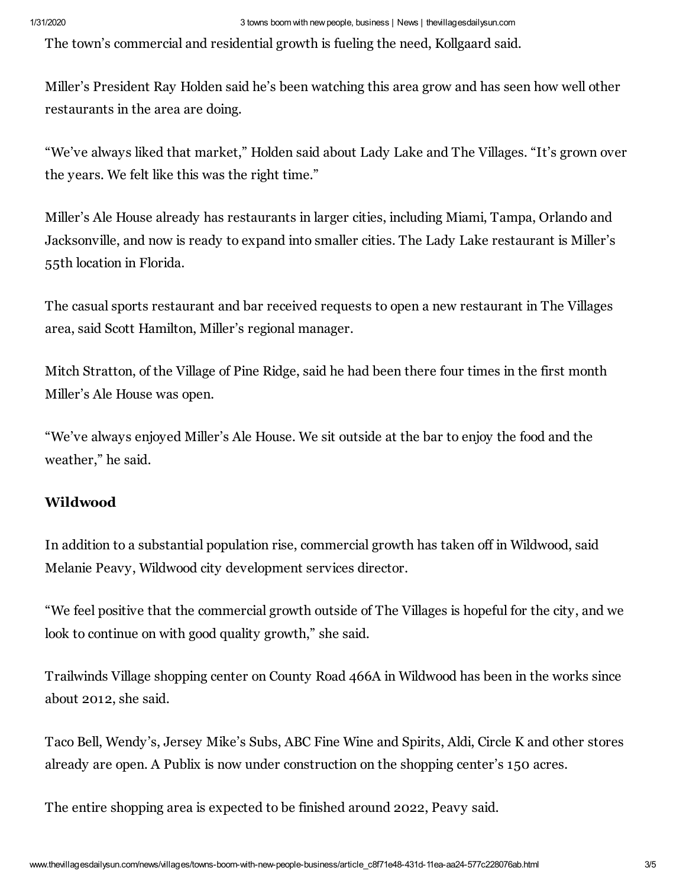The town's commercial and residential growth is fueling the need, Kollgaard said.

Miller's President Ray Holden said he's been watching this area grow and has seen how well other restaurants in the area are doing.

"We've always liked that market," Holden said about Lady Lake and The Villages. "It's grown over the years. We felt like this was the right time."

Miller's Ale House already has restaurants in larger cities, including Miami, Tampa, Orlando and Jacksonville, and now is ready to expand into smaller cities. The Lady Lake restaurant is Miller's 55th location in Florida.

The casual sports restaurant and bar received requests to open a new restaurant in The Villages area, said Scott Hamilton, Miller's regional manager.

Mitch Stratton, of the Village of Pine Ridge, said he had been there four times in the first month Miller's Ale House was open.

"We've always enjoyed Miller's Ale House. We sit outside at the bar to enjoy the food and the weather," he said.

**Wildwood**

In addition to a substantial population rise, commercial growth has taken off in Wildwood, said Melanie Peavy, Wildwood city development services director.

"We feel positive that the commercial growth outside of The Villages is hopeful for the city, and we look to continue on with good quality growth," she said.

Trailwinds Village shopping center on County Road 466A in Wildwood has been in the works since about 2012, she said.

Taco Bell, Wendy's, Jersey Mike's Subs, ABC Fine Wine and Spirits, Aldi, Circle K and other stores already are open. A Publix is now under construction on the shopping center's 150 acres.

The entire shopping area is expected to be finished around 2022, Peavy said.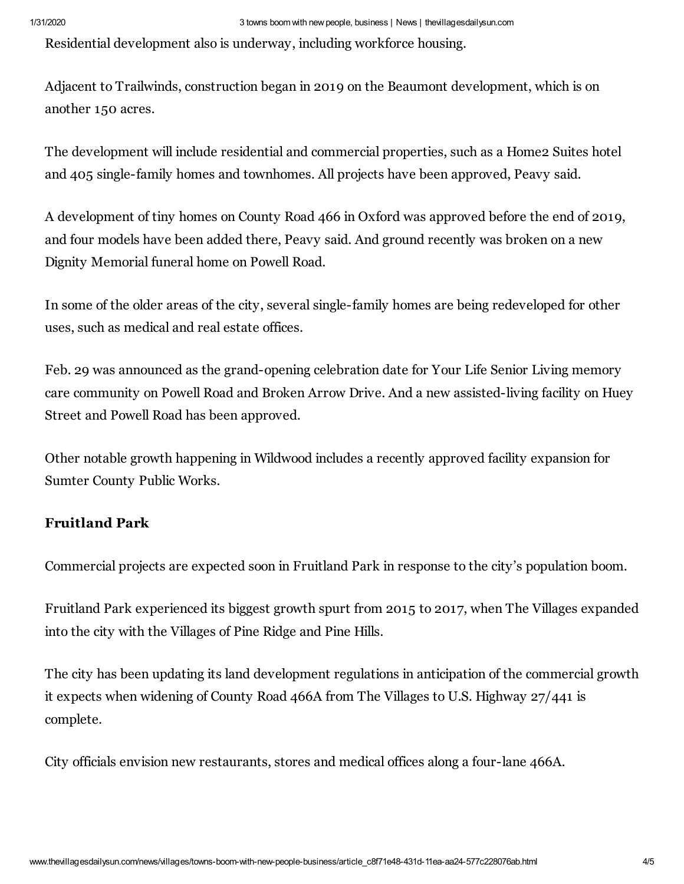Residential development also is underway, including workforce housing.

Adjacent to Trailwinds, construction began in 2019 on the Beaumont development, which is on another 150 acres.

The development will include residential and commercial properties, such as a Home2 Suites hotel and 405 single-family homes and townhomes. All projects have been approved, Peavy said.

A development of tiny homes on County Road 466 in Oxford was approved before the end of 2019, and four models have been added there, Peavy said. And ground recently was broken on a new Dignity Memorial funeral home on Powell Road.

In some of the older areas of the city, several single-family homes are being redeveloped for other uses, such as medical and real estate offices.

Feb. 29 was announced as the grand-opening celebration date for Your Life Senior Living memory care community on Powell Road and Broken Arrow Drive. And a new assisted-living facility on Huey Street and Powell Road has been approved.

Other notable growth happening in Wildwood includes a recently approved facility expansion for Sumter County Public Works.

**Fruitland Park**

Commercial projects are expected soon in Fruitland Park in response to the city's population boom.

Fruitland Park experienced its biggest growth spurt from 2015 to 2017, when The Villages expanded into the city with the Villages of Pine Ridge and Pine Hills.

The city has been updating its land development regulations in anticipation of the commercial growth it expects when widening of County Road 466A from The Villages to U.S. Highway 27/441 is complete.

City officials envision new restaurants, stores and medical offices along a four-lane 466A.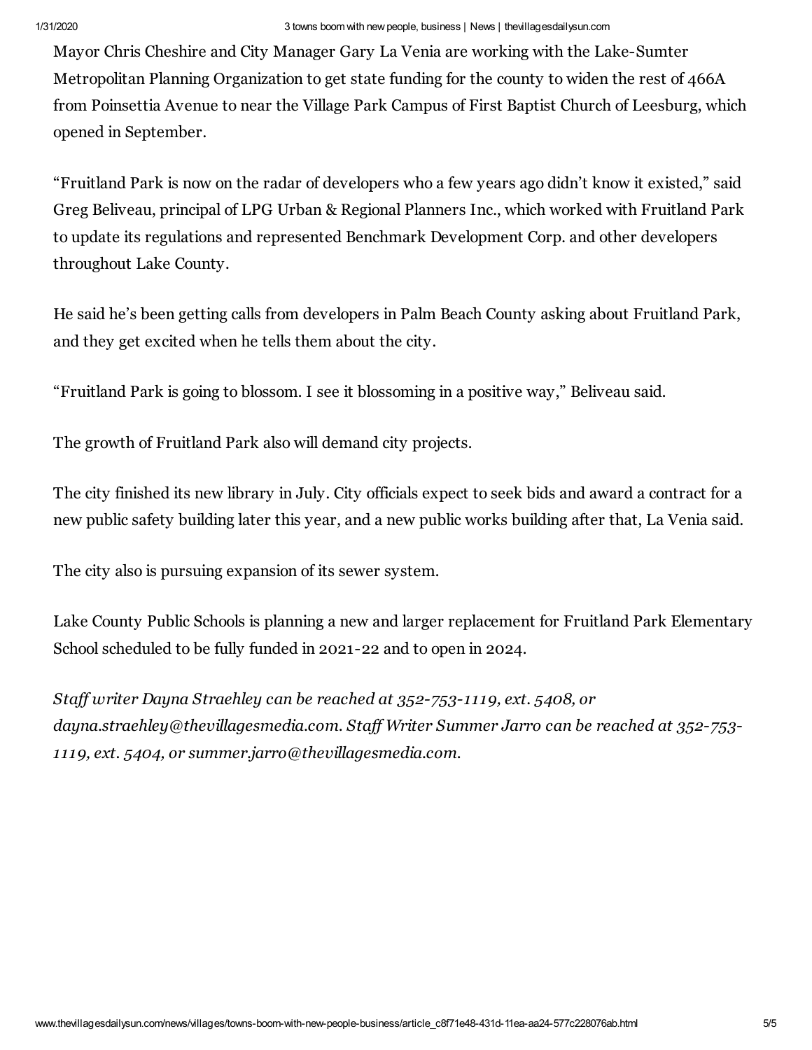Mayor Chris Cheshire and City Manager Gary La Venia are working with the Lake-Sumter Metropolitan Planning Organization to get state funding for the county to widen the rest of 466A from Poinsettia Avenue to near the Village Park Campus of First Baptist Church of Leesburg, which opened in September.

“Fruitland Park is now on the radar of developers who a few years ago didn’t know it existed,” said Greg Beliveau, principal of LPG Urban & Regional Planners Inc., which worked with Fruitland Park to update its regulations and represented Benchmark Development Corp. and other developers throughout Lake County.

He said he’s been getting calls from developers in Palm Beach County asking about Fruitland Park, and they get excited when he tells them about the city.

“Fruitland Park is going to blossom. I see it blossoming in a positive way,” Beliveau said.

The growth of Fruitland Park also will demand city projects.

The city finished its new library in July. City officials expect to seek bids and award a contract for a new public safety building later this year, and a new public works building after that, La Venia said.

The city also is pursuing expansion of its sewer system.

Lake County Public Schools is planning a new and larger replacement for Fruitland Park Elementary School scheduled to be fully funded in 2021-22 and to open in 2024.

*Staff writer Dayna Straehley can be reached at 352-753-1119, ext. 5408, or dayna.straehley@thevillagesmedia.com. Staff Writer Summer Jarro can be reached at 352-753-1119, ext. 5404, or summer.jarro@thevillagesmedia.com.*